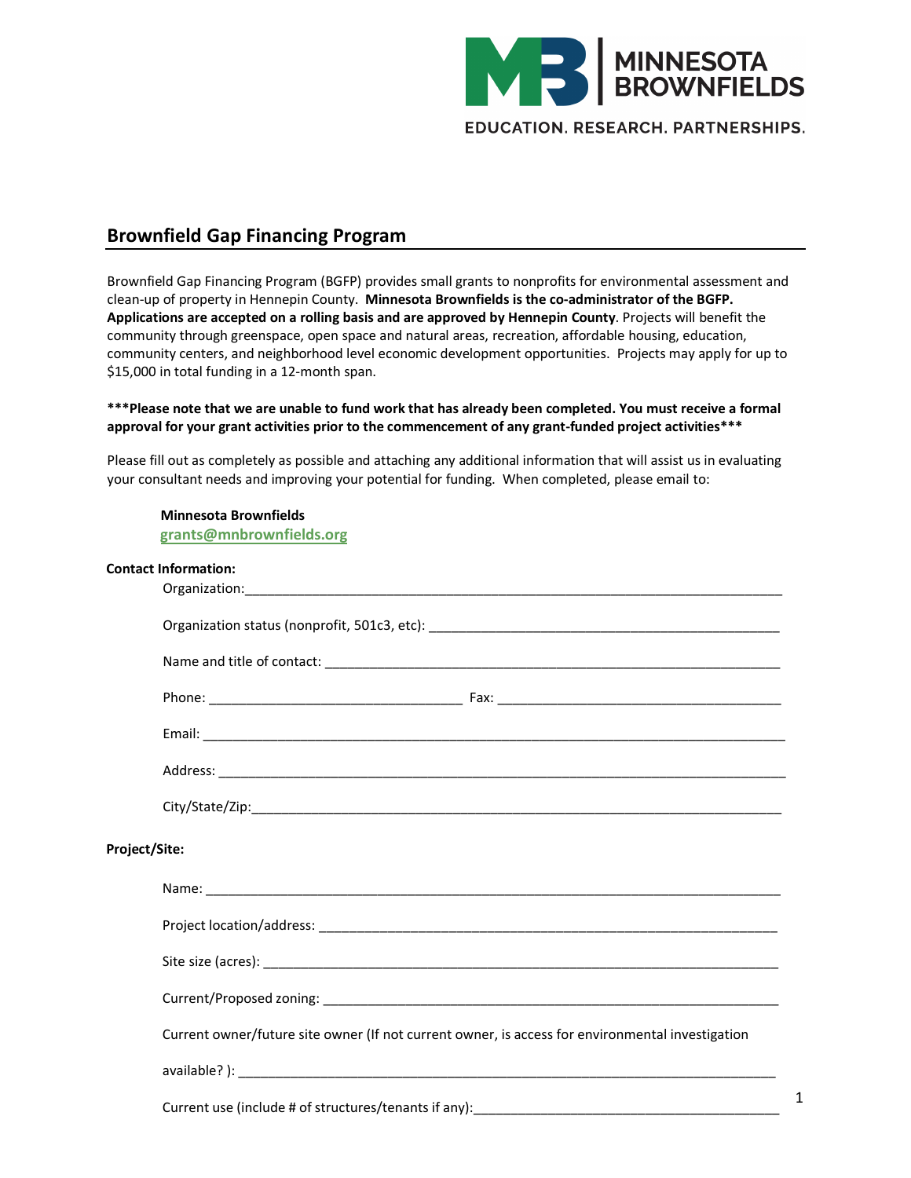MINNESOTA BROWNFIELDS

EDUCATION. RESEARCH. PARTNERSHIPS.

## Brownfield Gap Financing Program

Brownfield Gap Financing Program (BGFP) provides small grants to nonprofits for environmental assessment and clean-up of property in Hennepin County. **Minnesota Brownfields is the co-administrator of the BGFP. Applications are accepted on a rolling basis and are approved by Hennepin County**. Projects will benefit the community through greenspace, open space and natural areas, recreation, affordable housing, education, community centers, and neighborhood level economic development opportunities. Projects may apply for up to $15,000 in total funding in a 12-month span.

**\*\*\*Please note that we are unable to fund work that has already been completed. You must receive a formal approval for your grant activities prior to the commencement of any grant-funded project activities\*\*\***

Please fill out as completely as possible and attaching any additional information that will assist us in evaluating your consultant needs and improving your potential for funding. When completed, please email to:

**Minnesota Brownfields**
**grants@mnbrownfields.org**

**Contact Information:**

Organization: ______________________________________________

Organization status (nonprofit, 501c3, etc): ______________________________________________

Name and title of contact: ______________________________________________

Phone: ____________________ Fax: ____________________

Email: ______________________________________________

Address: ______________________________________________

City/State/Zip: ______________________________________________

**Project/Site:**

Name: ______________________________________________

Project location/address: ______________________________________________

Site size (acres): ______________________________________________

Current/Proposed zoning: ______________________________________________

Current owner/future site owner (If not current owner, is access for environmental investigation available? ): ______________________________________________

Current use (include # of structures/tenants if any): ______________________________________________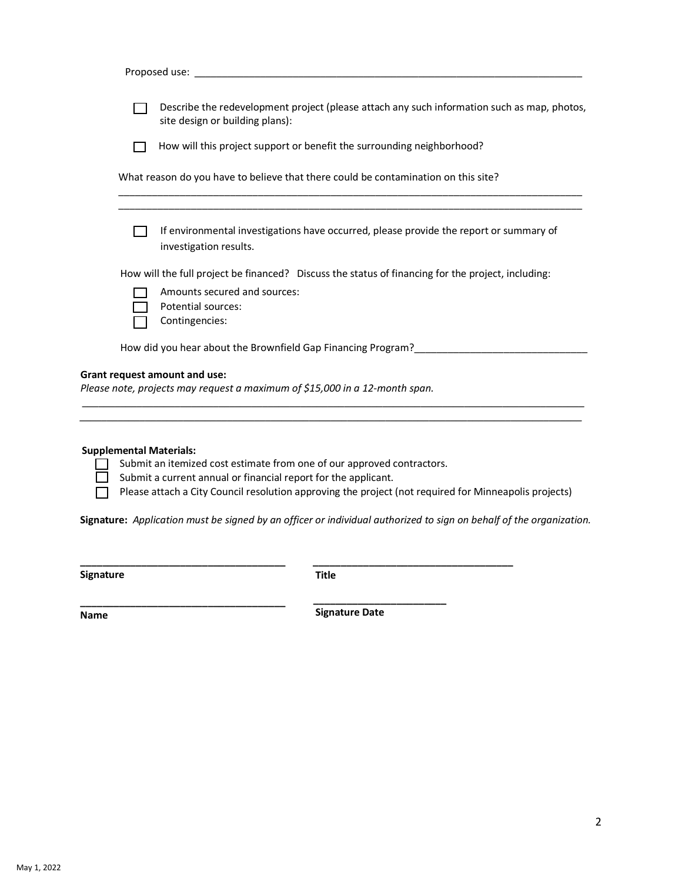Proposed use: ______________________________________________________________________

- [ ] Describe the redevelopment project (please attach any such information such as map, photos, site design or building plans):
- [ ] How will this project support or benefit the surrounding neighborhood?

What reason do you have to believe that there could be contamination on this site?

_____________________________________________________________________________________

_____________________________________________________________________________________

- [ ] If environmental investigations have occurred, please provide the report or summary of investigation results.

How will the full project be financed? Discuss the status of financing for the project, including:

- [ ] Amounts secured and sources:
- [ ] Potential sources:
- [ ] Contingencies:

How did you hear about the Brownfield Gap Financing Program?_______________________________

**Grant request amount and use:**

*Please note, projects may request a maximum of $15,000 in a 12-month span.*

_____________________________________________________________________________________

_____________________________________________________________________________________

**Supplemental Materials:**

- [ ] Submit an itemized cost estimate from one of our approved contractors.
- [ ] Submit a current annual or financial report for the applicant.
- [ ] Please attach a City Council resolution approving the project (not required for Minneapolis projects)

**Signature:** *Application must be signed by an officer or individual authorized to sign on behalf of the organization.*

____________________________________ &nbsp;&nbsp;&nbsp; ____________________________________

**Signature** &nbsp;&nbsp;&nbsp; **Title**

____________________________________ &nbsp;&nbsp;&nbsp; ________________________

**Name** &nbsp;&nbsp;&nbsp; **Signature Date**

May 1, 2022